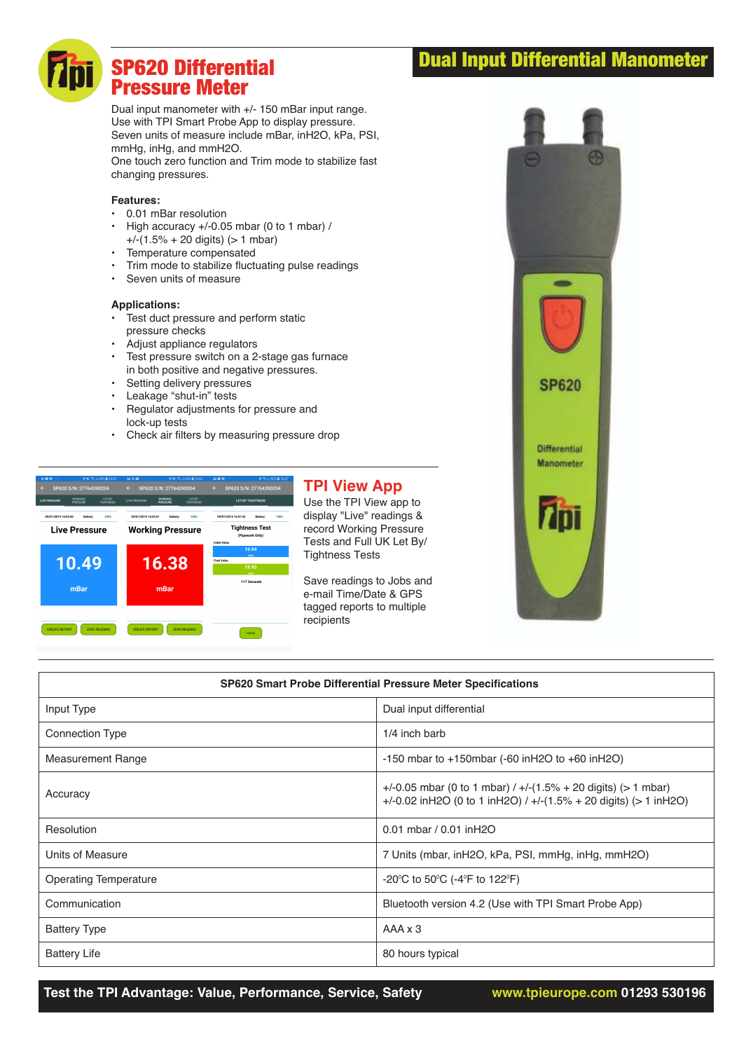# SP620 Differential Pressure Meter

## Dual Input Differential Manometer

Dual input manometer with +/- 150 mBar input range.
Use with TPI Smart Probe App to display pressure.
Seven units of measure include mBar, inH2O, kPa, PSI, mmHg, inHg, and mmH2O.
One touch zero function and Trim mode to stabilize fast changing pressures.

**Features:**

- 0.01 mBar resolution
- High accuracy +/-0.05 mbar (0 to 1 mbar) / +/-(1.5% + 20 digits) (> 1 mbar)
- Temperature compensated
- Trim mode to stabilize fluctuating pulse readings
- Seven units of measure

**Applications:**

- Test duct pressure and perform static pressure checks
- Adjust appliance regulators
- Test pressure switch on a 2-stage gas furnace in both positive and negative pressures.
- Setting delivery pressures
- Leakage "shut-in" tests
- Regulator adjustments for pressure and lock-up tests
- Check air filters by measuring pressure drop

## TPI View App

Use the TPI View app to display "Live" readings & record Working Pressure Tests and Full UK Let By/ Tightness Tests

Save readings to Jobs and e-mail Time/Date & GPS tagged reports to multiple recipients

| SP620 Smart Probe Differential Pressure Meter Specifications | |
|---|---|
| Input Type | Dual input differential |
| Connection Type | 1/4 inch barb |
| Measurement Range | -150 mbar to +150mbar (-60 inH2O to +60 inH2O) |
| Accuracy | +/-0.05 mbar (0 to 1 mbar) / +/-(1.5% + 20 digits) (> 1 mbar)<br>+/-0.02 inH2O (0 to 1 inH2O) / +/-(1.5% + 20 digits) (> 1 inH2O) |
| Resolution | 0.01 mbar / 0.01 inH2O |
| Units of Measure | 7 Units (mbar, inH2O, kPa, PSI, mmHg, inHg, mmH2O) |
| Operating Temperature | -20°C to 50°C (-4°F to 122°F) |
| Communication | Bluetooth version 4.2 (Use with TPI Smart Probe App) |
| Battery Type | AAA x 3 |
| Battery Life | 80 hours typical |

**Test the TPI Advantage: Value, Performance, Service, Safety** www.tpieurope.com 01293 530196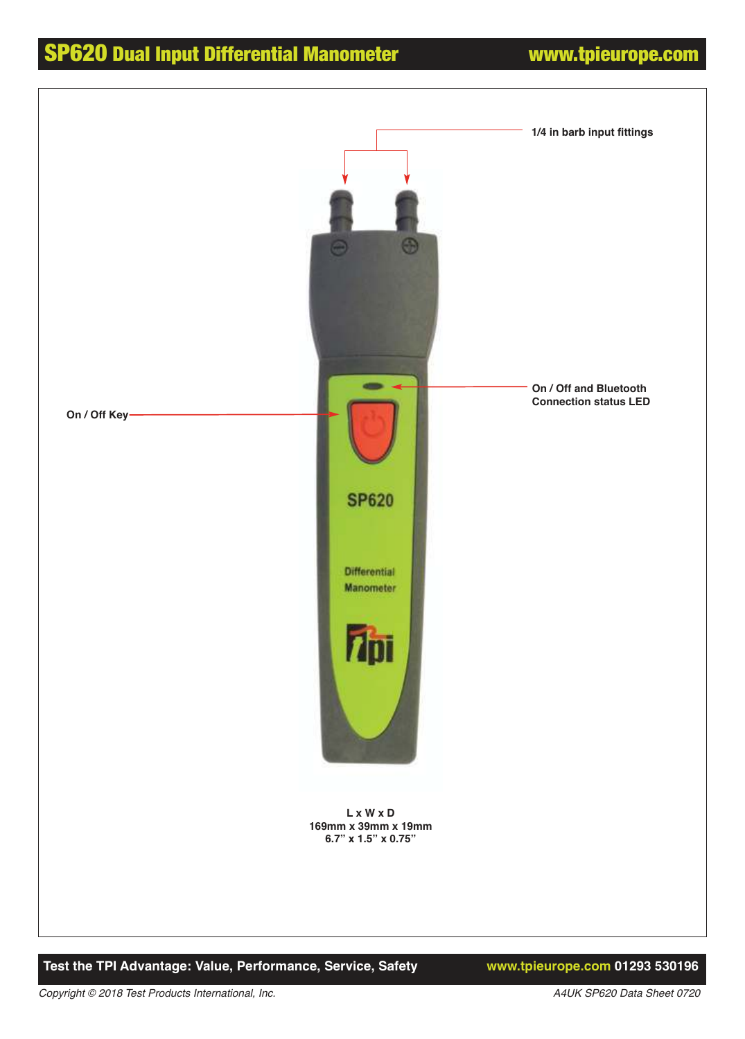# SP620 Dual Input Differential Manometer

1/4 in barb input fittings

On / Off and Bluetooth Connection status LED

On / Off Key

L x W x D
169mm x 39mm x 19mm
6.7" x 1.5" x 0.75"

**Test the TPI Advantage: Value, Performance, Service, Safety** www.tpieurope.com 01293 530196

*Copyright © 2018 Test Products International, Inc.* *A4UK SP620 Data Sheet 0720*